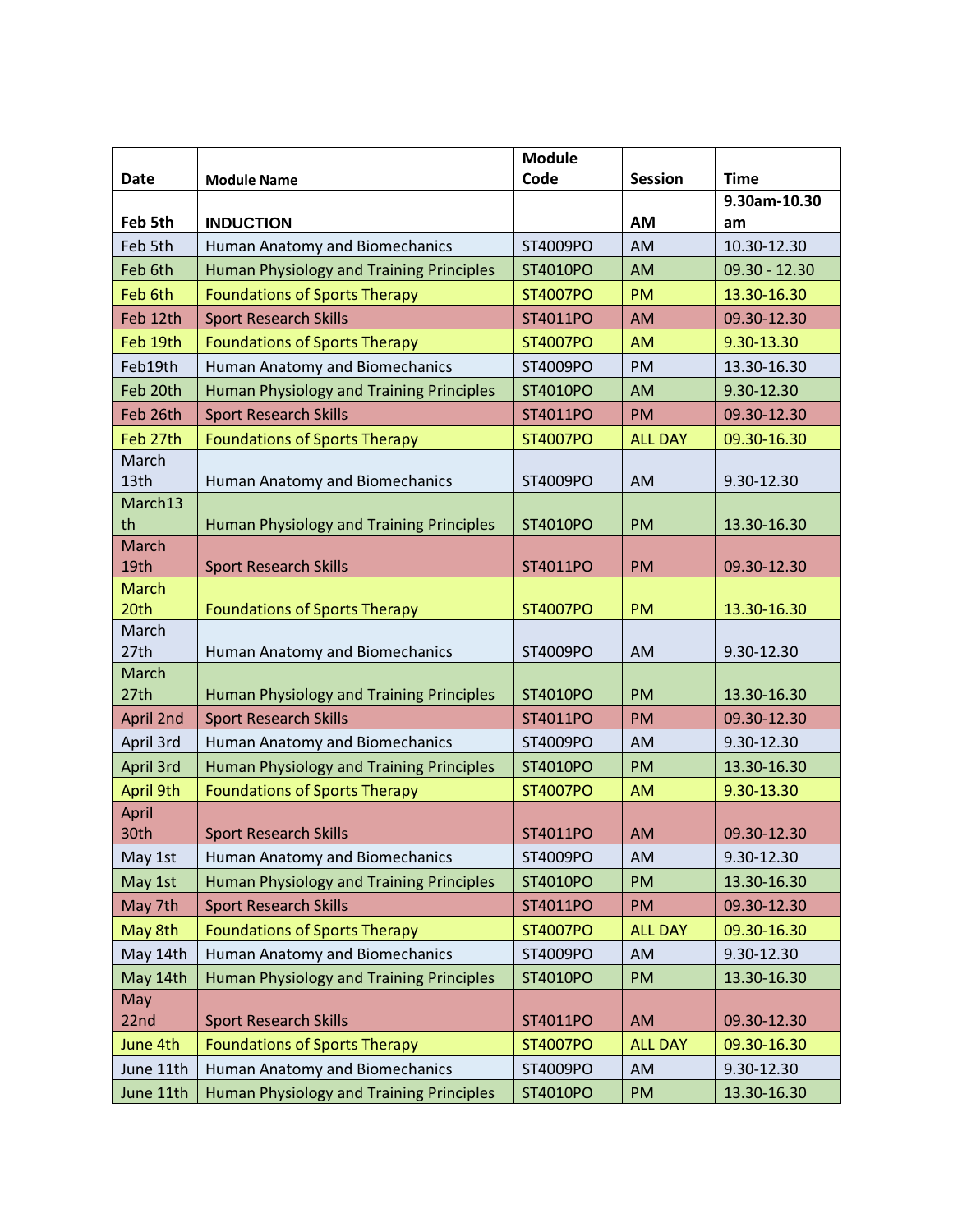| Date | Module Name | Module Code | Session | Time |
|---|---|---|---|---|
| **Feb 5th** | **INDUCTION** | | **AM** | **9.30am-10.30 am** |
| Feb 5th | Human Anatomy and Biomechanics | ST4009PO | AM | 10.30-12.30 |
| Feb 6th | Human Physiology and Training Principles | ST4010PO | AM | 09.30 - 12.30 |
| Feb 6th | Foundations of Sports Therapy | ST4007PO | PM | 13.30-16.30 |
| Feb 12th | Sport Research Skills | ST4011PO | AM | 09.30-12.30 |
| Feb 19th | Foundations of Sports Therapy | ST4007PO | AM | 9.30-13.30 |
| Feb19th | Human Anatomy and Biomechanics | ST4009PO | PM | 13.30-16.30 |
| Feb 20th | Human Physiology and Training Principles | ST4010PO | AM | 9.30-12.30 |
| Feb 26th | Sport Research Skills | ST4011PO | PM | 09.30-12.30 |
| Feb 27th | Foundations of Sports Therapy | ST4007PO | ALL DAY | 09.30-16.30 |
| March 13th | Human Anatomy and Biomechanics | ST4009PO | AM | 9.30-12.30 |
| March13th | Human Physiology and Training Principles | ST4010PO | PM | 13.30-16.30 |
| March 19th | Sport Research Skills | ST4011PO | PM | 09.30-12.30 |
| March 20th | Foundations of Sports Therapy | ST4007PO | PM | 13.30-16.30 |
| March 27th | Human Anatomy and Biomechanics | ST4009PO | AM | 9.30-12.30 |
| March 27th | Human Physiology and Training Principles | ST4010PO | PM | 13.30-16.30 |
| April 2nd | Sport Research Skills | ST4011PO | PM | 09.30-12.30 |
| April 3rd | Human Anatomy and Biomechanics | ST4009PO | AM | 9.30-12.30 |
| April 3rd | Human Physiology and Training Principles | ST4010PO | PM | 13.30-16.30 |
| April 9th | Foundations of Sports Therapy | ST4007PO | AM | 9.30-13.30 |
| April 30th | Sport Research Skills | ST4011PO | AM | 09.30-12.30 |
| May 1st | Human Anatomy and Biomechanics | ST4009PO | AM | 9.30-12.30 |
| May 1st | Human Physiology and Training Principles | ST4010PO | PM | 13.30-16.30 |
| May 7th | Sport Research Skills | ST4011PO | PM | 09.30-12.30 |
| May 8th | Foundations of Sports Therapy | ST4007PO | ALL DAY | 09.30-16.30 |
| May 14th | Human Anatomy and Biomechanics | ST4009PO | AM | 9.30-12.30 |
| May 14th | Human Physiology and Training Principles | ST4010PO | PM | 13.30-16.30 |
| May 22nd | Sport Research Skills | ST4011PO | AM | 09.30-12.30 |
| June 4th | Foundations of Sports Therapy | ST4007PO | ALL DAY | 09.30-16.30 |
| June 11th | Human Anatomy and Biomechanics | ST4009PO | AM | 9.30-12.30 |
| June 11th | Human Physiology and Training Principles | ST4010PO | PM | 13.30-16.30 |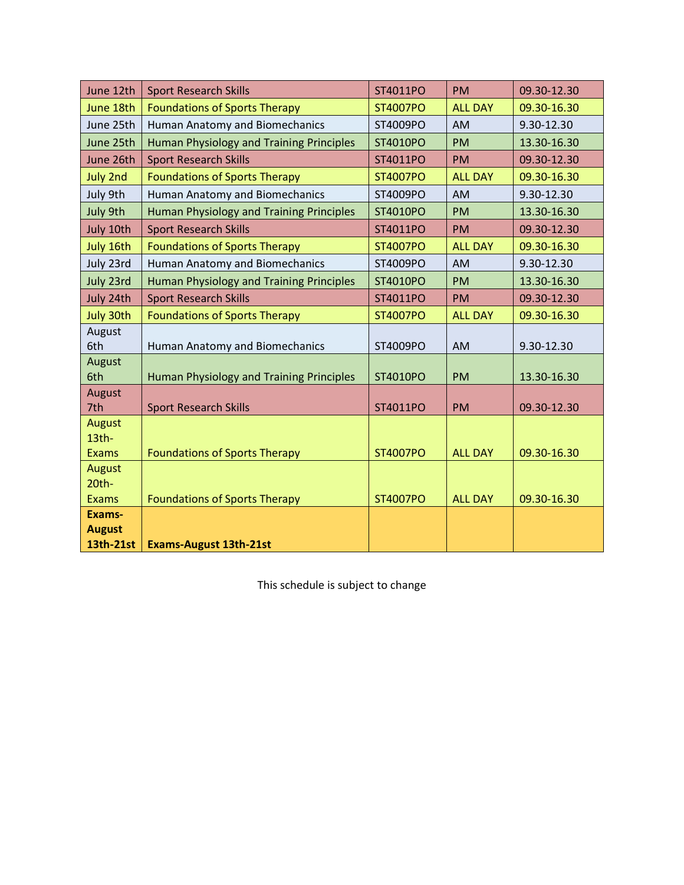| | | | | |
|---|---|---|---|---|
| June 12th | Sport Research Skills | ST4011PO | PM | 09.30-12.30 |
| June 18th | Foundations of Sports Therapy | ST4007PO | ALL DAY | 09.30-16.30 |
| June 25th | Human Anatomy and Biomechanics | ST4009PO | AM | 9.30-12.30 |
| June 25th | Human Physiology and Training Principles | ST4010PO | PM | 13.30-16.30 |
| June 26th | Sport Research Skills | ST4011PO | PM | 09.30-12.30 |
| July 2nd | Foundations of Sports Therapy | ST4007PO | ALL DAY | 09.30-16.30 |
| July 9th | Human Anatomy and Biomechanics | ST4009PO | AM | 9.30-12.30 |
| July 9th | Human Physiology and Training Principles | ST4010PO | PM | 13.30-16.30 |
| July 10th | Sport Research Skills | ST4011PO | PM | 09.30-12.30 |
| July 16th | Foundations of Sports Therapy | ST4007PO | ALL DAY | 09.30-16.30 |
| July 23rd | Human Anatomy and Biomechanics | ST4009PO | AM | 9.30-12.30 |
| July 23rd | Human Physiology and Training Principles | ST4010PO | PM | 13.30-16.30 |
| July 24th | Sport Research Skills | ST4011PO | PM | 09.30-12.30 |
| July 30th | Foundations of Sports Therapy | ST4007PO | ALL DAY | 09.30-16.30 |
| August 6th | Human Anatomy and Biomechanics | ST4009PO | AM | 9.30-12.30 |
| August 6th | Human Physiology and Training Principles | ST4010PO | PM | 13.30-16.30 |
| August 7th | Sport Research Skills | ST4011PO | PM | 09.30-12.30 |
| August 13th-Exams | Foundations of Sports Therapy | ST4007PO | ALL DAY | 09.30-16.30 |
| August 20th-Exams | Foundations of Sports Therapy | ST4007PO | ALL DAY | 09.30-16.30 |
| **Exams-August 13th-21st** | **Exams-August 13th-21st** | | | |

This schedule is subject to change